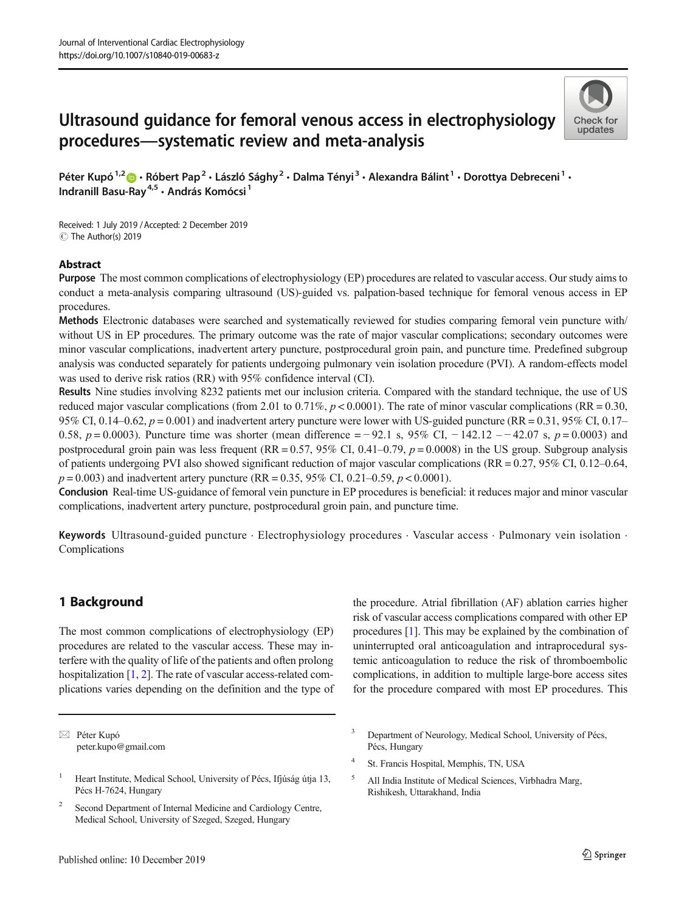Journal of Interventional Cardiac Electrophysiology
https://doi.org/10.1007/s10840-019-00683-z

# Ultrasound guidance for femoral venous access in electrophysiology procedures—systematic review and meta-analysis

Péter Kupó [1,2] · Róbert Pap [2] · László Sághy [2] · Dalma Tényi [3] · Alexandra Bálint [1] · Dorottya Debreceni [1] · Indranill Basu-Ray [4,5] · András Komócsi [1]

Received: 1 July 2019 / Accepted: 2 December 2019
© The Author(s) 2019

## Abstract

**Purpose** The most common complications of electrophysiology (EP) procedures are related to vascular access. Our study aims to conduct a meta-analysis comparing ultrasound (US)-guided vs. palpation-based technique for femoral venous access in EP procedures.

**Methods** Electronic databases were searched and systematically reviewed for studies comparing femoral vein puncture with/without US in EP procedures. The primary outcome was the rate of major vascular complications; secondary outcomes were minor vascular complications, inadvertent artery puncture, postprocedural groin pain, and puncture time. Predefined subgroup analysis was conducted separately for patients undergoing pulmonary vein isolation procedure (PVI). A random-effects model was used to derive risk ratios (RR) with 95% confidence interval (CI).

**Results** Nine studies involving 8232 patients met our inclusion criteria. Compared with the standard technique, the use of US reduced major vascular complications (from 2.01 to 0.71%, $p < 0.0001$). The rate of minor vascular complications (RR = 0.30, 95% CI, 0.14–0.62, $p = 0.001$) and inadvertent artery puncture were lower with US-guided puncture (RR = 0.31, 95% CI, 0.17–0.58, $p = 0.0003$). Puncture time was shorter (mean difference = − 92.1 s, 95% CI, − 142.12 – − 42.07 s, $p = 0.0003$) and postprocedural groin pain was less frequent (RR = 0.57, 95% CI, 0.41–0.79, $p = 0.0008$) in the US group. Subgroup analysis of patients undergoing PVI also showed significant reduction of major vascular complications (RR = 0.27, 95% CI, 0.12–0.64, $p = 0.003$) and inadvertent artery puncture (RR = 0.35, 95% CI, 0.21–0.59, $p < 0.0001$).

**Conclusion** Real-time US-guidance of femoral vein puncture in EP procedures is beneficial: it reduces major and minor vascular complications, inadvertent artery puncture, postprocedural groin pain, and puncture time.

**Keywords** Ultrasound-guided puncture · Electrophysiology procedures · Vascular access · Pulmonary vein isolation · Complications

## 1 Background

The most common complications of electrophysiology (EP) procedures are related to the vascular access. These may interfere with the quality of life of the patients and often prolong hospitalization [1, 2]. The rate of vascular access-related complications varies depending on the definition and the type of the procedure. Atrial fibrillation (AF) ablation carries higher risk of vascular access complications compared with other EP procedures [1]. This may be explained by the combination of uninterrupted oral anticoagulation and intraprocedural systemic anticoagulation to reduce the risk of thromboembolic complications, in addition to multiple large-bore access sites for the procedure compared with most EP procedures. This

✉ Péter Kupó
peter.kupo@gmail.com

1 Heart Institute, Medical School, University of Pécs, Ifjúság útja 13, Pécs H-7624, Hungary

2 Second Department of Internal Medicine and Cardiology Centre, Medical School, University of Szeged, Szeged, Hungary

3 Department of Neurology, Medical School, University of Pécs, Pécs, Hungary

4 St. Francis Hospital, Memphis, TN, USA

5 All India Institute of Medical Sciences, Virbhadra Marg, Rishikesh, Uttarakhand, India

Published online: 10 December 2019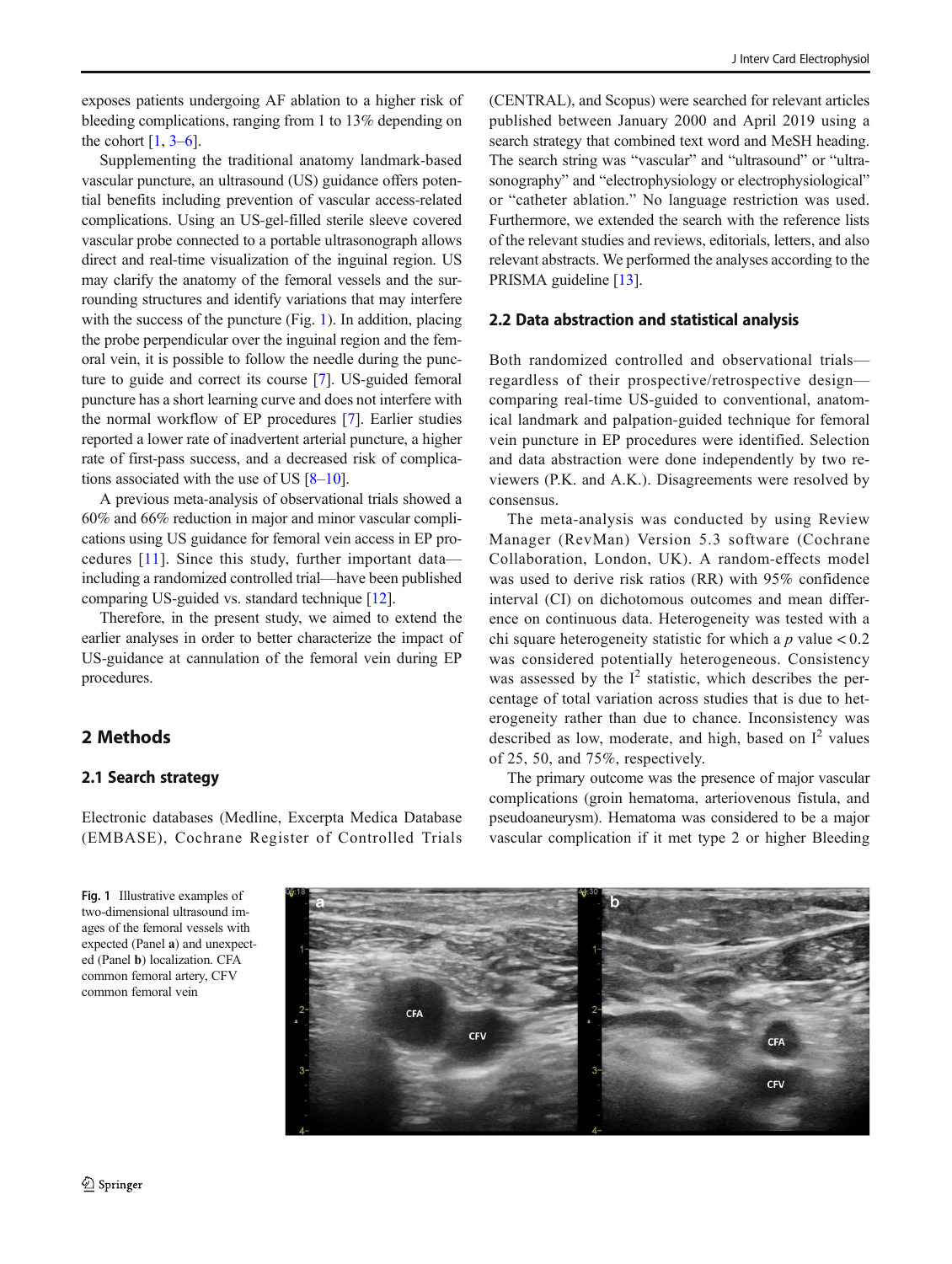exposes patients undergoing AF ablation to a higher risk of bleeding complications, ranging from 1 to 13% depending on the cohort [1, 3–6].

Supplementing the traditional anatomy landmark-based vascular puncture, an ultrasound (US) guidance offers potential benefits including prevention of vascular access-related complications. Using an US-gel-filled sterile sleeve covered vascular probe connected to a portable ultrasonograph allows direct and real-time visualization of the inguinal region. US may clarify the anatomy of the femoral vessels and the surrounding structures and identify variations that may interfere with the success of the puncture (Fig. 1). In addition, placing the probe perpendicular over the inguinal region and the femoral vein, it is possible to follow the needle during the puncture to guide and correct its course [7]. US-guided femoral puncture has a short learning curve and does not interfere with the normal workflow of EP procedures [7]. Earlier studies reported a lower rate of inadvertent arterial puncture, a higher rate of first-pass success, and a decreased risk of complications associated with the use of US [8–10].

A previous meta-analysis of observational trials showed a 60% and 66% reduction in major and minor vascular complications using US guidance for femoral vein access in EP procedures [11]. Since this study, further important data—including a randomized controlled trial—have been published comparing US-guided vs. standard technique [12].

Therefore, in the present study, we aimed to extend the earlier analyses in order to better characterize the impact of US-guidance at cannulation of the femoral vein during EP procedures.

## 2 Methods

### 2.1 Search strategy

Electronic databases (Medline, Excerpta Medica Database (EMBASE), Cochrane Register of Controlled Trials (CENTRAL), and Scopus) were searched for relevant articles published between January 2000 and April 2019 using a search strategy that combined text word and MeSH heading. The search string was "vascular" and "ultrasound" or "ultrasonography" and "electrophysiology or electrophysiological" or "catheter ablation." No language restriction was used. Furthermore, we extended the search with the reference lists of the relevant studies and reviews, editorials, letters, and also relevant abstracts. We performed the analyses according to the PRISMA guideline [13].

### 2.2 Data abstraction and statistical analysis

Both randomized controlled and observational trials—regardless of their prospective/retrospective design—comparing real-time US-guided to conventional, anatomical landmark and palpation-guided technique for femoral vein puncture in EP procedures were identified. Selection and data abstraction were done independently by two reviewers (P.K. and A.K.). Disagreements were resolved by consensus.

The meta-analysis was conducted by using Review Manager (RevMan) Version 5.3 software (Cochrane Collaboration, London, UK). A random-effects model was used to derive risk ratios (RR) with 95% confidence interval (CI) on dichotomous outcomes and mean difference on continuous data. Heterogeneity was tested with a chi square heterogeneity statistic for which a $p$ value $< 0.2$ was considered potentially heterogeneous. Consistency was assessed by the $I^2$ statistic, which describes the percentage of total variation across studies that is due to heterogeneity rather than due to chance. Inconsistency was described as low, moderate, and high, based on $I^2$ values of 25, 50, and 75%, respectively.

The primary outcome was the presence of major vascular complications (groin hematoma, arteriovenous fistula, and pseudoaneurysm). Hematoma was considered to be a major vascular complication if it met type 2 or higher Bleeding

**Fig. 1** Illustrative examples of two-dimensional ultrasound images of the femoral vessels with expected (Panel **a**) and unexpected (Panel **b**) localization. CFA common femoral artery, CFV common femoral vein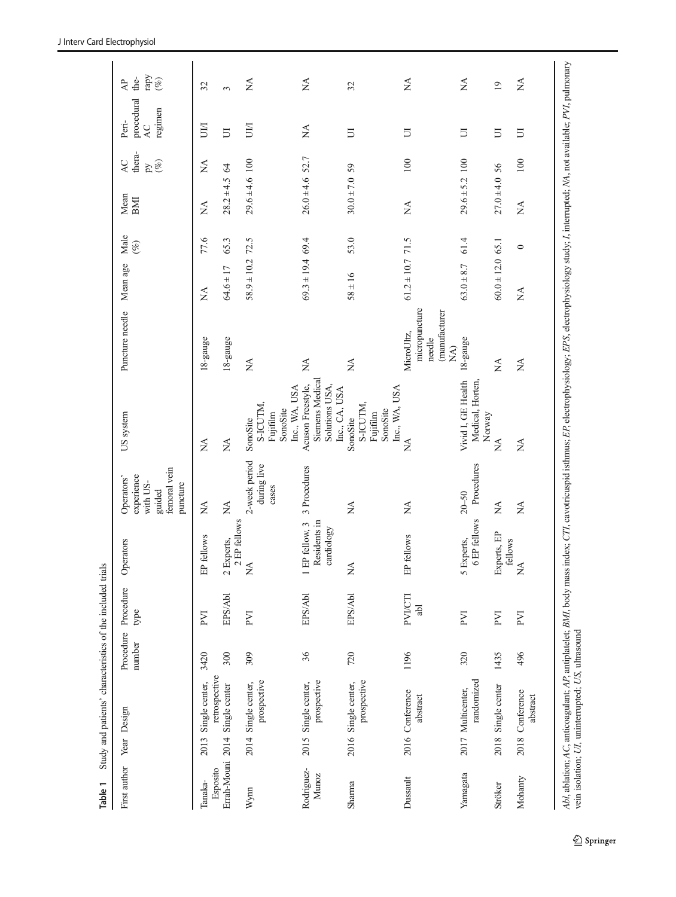**Table 1** Study and patients' characteristics of the included trials

| First author | Year | Design | Procedure number | Procedure type | Operators | Operators' experience with US-guided femoral vein puncture | US system | Puncture needle | Mean age | Male (%) | Mean BMI | AC therapy (%) | Peri-procedural AC regimen | AP therapy (%) |
|---|---|---|---|---|---|---|---|---|---|---|---|---|---|---|
| Tanaka-Esposito | 2013 | Single center, retrospective | 3420 | PVI | EP fellows | NA | NA | 18-gauge | NA | 77.6 | NA | NA | UI/I | 32 |
| Errah-Moumi | 2014 | Single center | 300 | EPS/Abl | 2 Experts, 2 EP fellows | NA | NA | 18-gauge | 64.6 ± 17 | 65.3 | 28.2 ± 4.5 | 64 | UI | 3 |
| Wynn | 2014 | Single center, prospective | 309 | PVI | NA | 2-week period during live cases | SonoSite S-ICUTM, Fujifilm SonoSite Inc., WA, USA | NA | 58.9 ± 10.2 | 72.5 | 29.6 ± 4.6 | 100 | UI/I | NA |
| Rodriguez-Munoz | 2015 | Single center, prospective | 36 | EPS/Abl | 1 EP fellow, 3 Residents in cardiology | 3 Procedures | Acuson Freestyle, Siemens Medical Solutions USA, Inc., CA, USA | NA | 69.3 ± 19.4 | 69.4 | 26.0 ± 4.6 | 52.7 | NA | NA |
| Sharma | 2016 | Single center, prospective | 720 | EPS/Abl | NA | NA | SonoSite S-ICUTM, Fujifilm SonoSite Inc., WA, USA | NA | 58 ± 16 | 53.0 | 30.0 ± 7.0 | 59 | UI | 32 |
| Dussault | 2016 | Conference abstract | 1196 | PVI/CTI abl | EP fellows | NA | NA | MicroUltz, micropuncture needle (manufacturer NA) | 61.2 ± 10.7 | 71.5 | NA | 100 | UI | NA |
| Yamagata | 2017 | Multicenter, randomized | 320 | PVI | 5 Experts, 6 EP fellows | 20–50 Procedures | Vivid I, GE Health Medical, Horten, Norway | 18-gauge | 63.0 ± 8.7 | 61.4 | 29.6 ± 5.2 | 100 | UI | NA |
| Ströker | 2018 | Single center | 1435 | PVI | Experts, EP fellows | NA | NA | NA | 60.0 ± 12.0 | 65.1 | 27.0 ± 4.0 | 56 | UI | 19 |
| Mohanty | 2018 | Conference abstract | 496 | PVI | NA | NA | NA | NA | NA | 0 | NA | 100 | UI | NA |

*Abl*, ablation; *AC*, anticoagulant; *AP*, antiplatelet; *BMI*, body mass index; *CTI*, cavotricuspid isthmus; *EP*, electrophysiology; *EPS*, electrophysiology study; *I*, interrupted; *NA*, not available; *PVI*, pulmonary vein isolation; *UI*, uninterrupted; *US*, ultrasound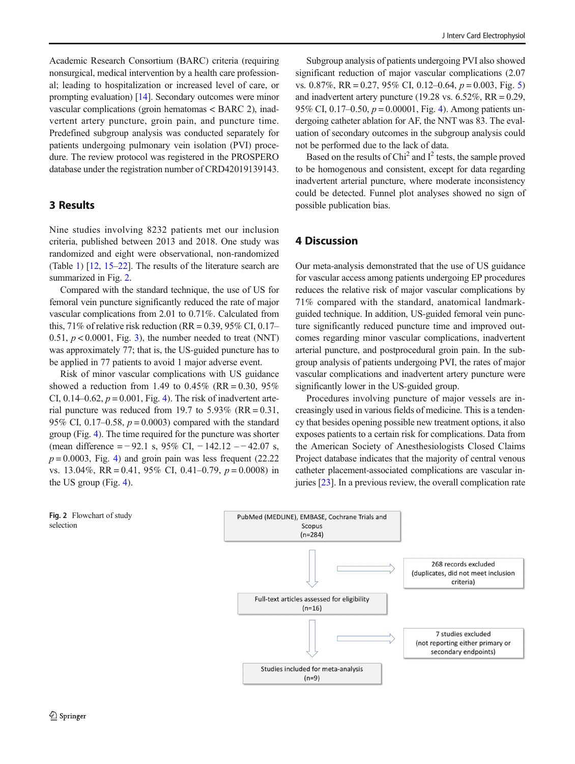Academic Research Consortium (BARC) criteria (requiring nonsurgical, medical intervention by a health care professional; leading to hospitalization or increased level of care, or prompting evaluation) [14]. Secondary outcomes were minor vascular complications (groin hematomas < BARC 2), inadvertent artery puncture, groin pain, and puncture time. Predefined subgroup analysis was conducted separately for patients undergoing pulmonary vein isolation (PVI) procedure. The review protocol was registered in the PROSPERO database under the registration number of CRD42019139143.

## 3 Results

Nine studies involving 8232 patients met our inclusion criteria, published between 2013 and 2018. One study was randomized and eight were observational, non-randomized (Table 1) [12, 15–22]. The results of the literature search are summarized in Fig. 2.

Compared with the standard technique, the use of US for femoral vein puncture significantly reduced the rate of major vascular complications from 2.01 to 0.71%. Calculated from this, 71% of relative risk reduction (RR = 0.39, 95% CI, 0.17–0.51, $p < 0.0001$, Fig. 3), the number needed to treat (NNT) was approximately 77; that is, the US-guided puncture has to be applied in 77 patients to avoid 1 major adverse event.

Risk of minor vascular complications with US guidance showed a reduction from 1.49 to 0.45% (RR = 0.30, 95% CI, 0.14–0.62, $p = 0.001$, Fig. 4). The risk of inadvertent arterial puncture was reduced from 19.7 to 5.93% (RR = 0.31, 95% CI, 0.17–0.58, $p = 0.0003$) compared with the standard group (Fig. 4). The time required for the puncture was shorter (mean difference = − 92.1 s, 95% CI, − 142.12 – − 42.07 s, $p = 0.0003$, Fig. 4) and groin pain was less frequent (22.22 vs. 13.04%, RR = 0.41, 95% CI, 0.41–0.79, $p = 0.0008$) in the US group (Fig. 4).

Subgroup analysis of patients undergoing PVI also showed significant reduction of major vascular complications (2.07 vs. 0.87%, RR = 0.27, 95% CI, 0.12–0.64, $p = 0.003$, Fig. 5) and inadvertent artery puncture (19.28 vs. 6.52%, RR = 0.29, 95% CI, 0.17–0.50, $p = 0.00001$, Fig. 4). Among patients undergoing catheter ablation for AF, the NNT was 83. The evaluation of secondary outcomes in the subgroup analysis could not be performed due to the lack of data.

Based on the results of $Chi^2$ and $I^2$ tests, the sample proved to be homogenous and consistent, except for data regarding inadvertent arterial puncture, where moderate inconsistency could be detected. Funnel plot analyses showed no sign of possible publication bias.

## 4 Discussion

Our meta-analysis demonstrated that the use of US guidance for vascular access among patients undergoing EP procedures reduces the relative risk of major vascular complications by 71% compared with the standard, anatomical landmark-guided technique. In addition, US-guided femoral vein puncture significantly reduced puncture time and improved outcomes regarding minor vascular complications, inadvertent arterial puncture, and postprocedural groin pain. In the subgroup analysis of patients undergoing PVI, the rates of major vascular complications and inadvertent artery puncture were significantly lower in the US-guided group.

Procedures involving puncture of major vessels are increasingly used in various fields of medicine. This is a tendency that besides opening possible new treatment options, it also exposes patients to a certain risk for complications. Data from the American Society of Anesthesiologists Closed Claims Project database indicates that the majority of central venous catheter placement-associated complications are vascular injuries [23]. In a previous review, the overall complication rate

PubMed (MEDLINE), EMBASE, Cochrane Trials and Scopus (n=284)

268 records excluded (duplicates, did not meet inclusion criteria)

Full-text articles assessed for eligibility (n=16)

7 studies excluded (not reporting either primary or secondary endpoints)

Studies included for meta-analysis (n=9)

**Fig. 2** Flowchart of study selection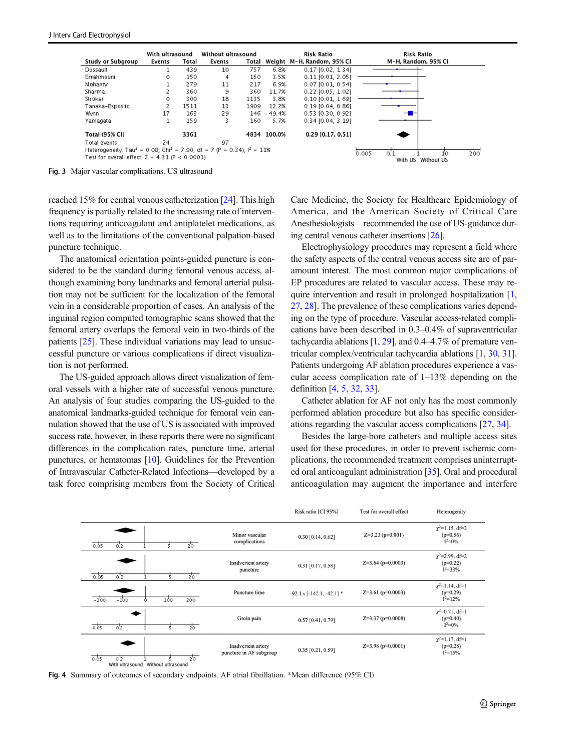| Study or Subgroup | With ultrasound Events | With ultrasound Total | Without ultrasound Events | Without ultrasound Total | Weight | Risk Ratio M-H, Random, 95% CI |
|---|---|---|---|---|---|---|
| Dussault | 1 | 439 | 10 | 757 | 6.8% | 0.17 [0.02, 1.34] |
| Errahmouni | 0 | 150 | 4 | 150 | 3.5% | 0.11 [0.01, 2.05] |
| Mohanty | 1 | 279 | 11 | 217 | 6.9% | 0.07 [0.01, 0.54] |
| Sharma | 2 | 360 | 9 | 360 | 11.7% | 0.22 [0.05, 1.02] |
| Ströker | 0 | 300 | 18 | 1135 | 3.8% | 0.10 [0.01, 1.69] |
| Tanaka-Esposito | 2 | 1511 | 13 | 1909 | 12.2% | 0.19 [0.04, 0.86] |
| Wynn | 17 | 163 | 29 | 146 | 49.4% | 0.53 [0.30, 0.92] |
| Yamagata | 1 | 159 | 3 | 160 | 5.7% | 0.34 [0.04, 3.19] |
| **Total (95% CI)** | | **3361** | | **4834** | **100.0%** | **0.29 [0.17, 0.51]** |
| Total events | 24 | | 97 | | | |

Heterogeneity: $Tau^2 = 0.08$; $Chi^2 = 7.90$, $df = 7$ ($P = 0.34$); $I^2 = 11\%$

Test for overall effect: $Z = 4.31$ ($P < 0.0001$)

Risk Ratio M-H, Random, 95% CI

0.005 0.1 1 10 200

With US Without US

**Fig. 3** Major vascular complications. US ultrasound

reached 15% for central venous catheterization [24]. This high frequency is partially related to the increasing rate of interventions requiring anticoagulant and antiplatelet medications, as well as to the limitations of the conventional palpation-based puncture technique.

The anatomical orientation points-guided puncture is considered to be the standard during femoral venous access, although examining bony landmarks and femoral arterial pulsation may not be sufficient for the localization of the femoral vein in a considerable proportion of cases. An analysis of the inguinal region computed tomographic scans showed that the femoral artery overlaps the femoral vein in two-thirds of the patients [25]. These individual variations may lead to unsuccessful puncture or various complications if direct visualization is not performed.

The US-guided approach allows direct visualization of femoral vessels with a higher rate of successful venous puncture. An analysis of four studies comparing the US-guided to the anatomical landmarks-guided technique for femoral vein cannulation showed that the use of US is associated with improved success rate, however, in these reports there were no significant differences in the complication rates, puncture time, arterial punctures, or hematomas [10]. Guidelines for the Prevention of Intravascular Catheter-Related Infections—developed by a task force comprising members from the Society of Critical Care Medicine, the Society for Healthcare Epidemiology of America, and the American Society of Critical Care Anesthesiologists—recommended the use of US-guidance during central venous catheter insertions [26].

Electrophysiology procedures may represent a field where the safety aspects of the central venous access site are of paramount interest. The most common major complications of EP procedures are related to vascular access. These may require intervention and result in prolonged hospitalization [1, 27, 28]. The prevalence of these complications varies depending on the type of procedure. Vascular access-related complications have been described in 0.3–0.4% of supraventricular tachycardia ablations [1, 29], and 0.4–4.7% of premature ventricular complex/ventricular tachycardia ablations [1, 30, 31]. Patients undergoing AF ablation procedures experience a vascular access complication rate of 1–13% depending on the definition [4, 5, 32, 33].

Catheter ablation for AF not only has the most commonly performed ablation procedure but also has specific considerations regarding the vascular access complications [27, 34].

Besides the large-bore catheters and multiple access sites used for these procedures, in order to prevent ischemic complications, the recommended treatment comprises uninterrupted oral anticoagulant administration [35]. Oral and procedural anticoagulation may augment the importance and interfere

| | Risk ratio [CI 95%] | Test for overall effect | Heterogenity |
|---|---|---|---|
| Minor vascular complications | 0.30 [0.14, 0.62] | Z=3.23 (p=0.001) | $\chi^2$=1.15, df=2 (p=0.56) $I^2$=0% |
| Inadvertent artery puncture | 0.31 [0.17, 0.58] | Z=3.64 (p=0.0003) | $\chi^2$=2.99, df=2 (p=0.22) $I^2$=33% |
| Puncture time | -92.1 s [-142.1, -42.1] * | Z=3.61 (p=0.0003) | $\chi^2$=1.14, df=1 (p=0.29) $I^2$=12% |
| Groin pain | 0.57 [0.41, 0.79] | Z=3.37 (p=0.0008) | $\chi^2$=0.71, df=1 (p=0.40) $I^2$=0% |
| Inadvertent artery puncture in AF subgroup | 0.35 [0.21, 0.59] | Z=3.98 (p<0.0001) | $\chi^2$=1.17, df=1 (p=0.28) $I^2$=15% |

0.05 0.2 1 5 20

-200 -100 0 100 200

With ultrasound Without ultrasound

**Fig. 4** Summary of outcomes of secondary endpoints. AF atrial fibrillation. *Mean difference (95% CI)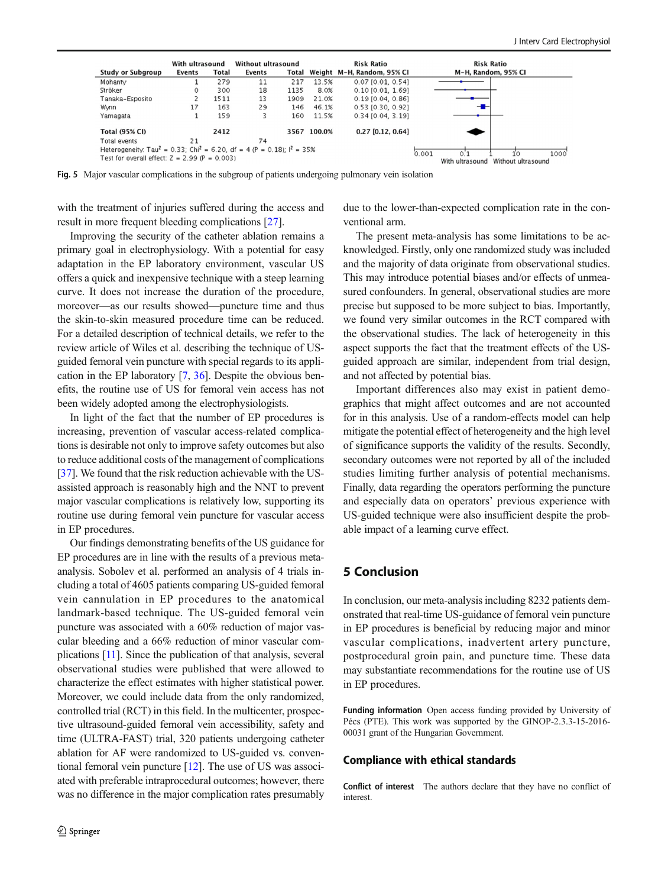| Study or Subgroup | With ultrasound Events | With ultrasound Total | Without ultrasound Events | Without ultrasound Total | Weight | Risk Ratio M-H, Random, 95% CI |
|---|---|---|---|---|---|---|
| Mohanty | 1 | 279 | 11 | 217 | 13.5% | 0.07 [0.01, 0.54] |
| Ströker | 0 | 300 | 18 | 1135 | 8.0% | 0.10 [0.01, 1.69] |
| Tanaka-Esposito | 2 | 1511 | 13 | 1909 | 21.0% | 0.19 [0.04, 0.86] |
| Wynn | 17 | 163 | 29 | 146 | 46.1% | 0.53 [0.30, 0.92] |
| Yamagata | 1 | 159 | 3 | 160 | 11.5% | 0.34 [0.04, 3.19] |
| **Total (95% CI)** | | **2412** | | **3567** | **100.0%** | **0.27 [0.12, 0.64]** |
| Total events | 21 | | 74 | | | |

Heterogeneity: $Tau^2 = 0.33$; $Chi^2 = 6.20$, df = 4 (P = 0.18); $I^2 = 35\%$

Test for overall effect: Z = 2.99 (P = 0.003)

Risk Ratio M-H, Random, 95% CI

0.001 0.1 1 10 1000

With ultrasound Without ultrasound

**Fig. 5** Major vascular complications in the subgroup of patients undergoing pulmonary vein isolation

with the treatment of injuries suffered during the access and result in more frequent bleeding complications [27].

Improving the security of the catheter ablation remains a primary goal in electrophysiology. With a potential for easy adaptation in the EP laboratory environment, vascular US offers a quick and inexpensive technique with a steep learning curve. It does not increase the duration of the procedure, moreover—as our results showed—puncture time and thus the skin-to-skin measured procedure time can be reduced. For a detailed description of technical details, we refer to the review article of Wiles et al. describing the technique of US-guided femoral vein puncture with special regards to its application in the EP laboratory [7, 36]. Despite the obvious benefits, the routine use of US for femoral vein access has not been widely adopted among the electrophysiologists.

In light of the fact that the number of EP procedures is increasing, prevention of vascular access-related complications is desirable not only to improve safety outcomes but also to reduce additional costs of the management of complications [37]. We found that the risk reduction achievable with the US-assisted approach is reasonably high and the NNT to prevent major vascular complications is relatively low, supporting its routine use during femoral vein puncture for vascular access in EP procedures.

Our findings demonstrating benefits of the US guidance for EP procedures are in line with the results of a previous meta-analysis. Sobolev et al. performed an analysis of 4 trials including a total of 4605 patients comparing US-guided femoral vein cannulation in EP procedures to the anatomical landmark-based technique. The US-guided femoral vein puncture was associated with a 60% reduction of major vascular bleeding and a 66% reduction of minor vascular complications [11]. Since the publication of that analysis, several observational studies were published that were allowed to characterize the effect estimates with higher statistical power. Moreover, we could include data from the only randomized, controlled trial (RCT) in this field. In the multicenter, prospective ultrasound-guided femoral vein accessibility, safety and time (ULTRA-FAST) trial, 320 patients undergoing catheter ablation for AF were randomized to US-guided vs. conventional femoral vein puncture [12]. The use of US was associated with preferable intraprocedural outcomes; however, there was no difference in the major complication rates presumably due to the lower-than-expected complication rate in the conventional arm.

The present meta-analysis has some limitations to be acknowledged. Firstly, only one randomized study was included and the majority of data originate from observational studies. This may introduce potential biases and/or effects of unmeasured confounders. In general, observational studies are more precise but supposed to be more subject to bias. Importantly, we found very similar outcomes in the RCT compared with the observational studies. The lack of heterogeneity in this aspect supports the fact that the treatment effects of the US-guided approach are similar, independent from trial design, and not affected by potential bias.

Important differences also may exist in patient demographics that might affect outcomes and are not accounted for in this analysis. Use of a random-effects model can help mitigate the potential effect of heterogeneity and the high level of significance supports the validity of the results. Secondly, secondary outcomes were not reported by all of the included studies limiting further analysis of potential mechanisms. Finally, data regarding the operators performing the puncture and especially data on operators' previous experience with US-guided technique were also insufficient despite the probable impact of a learning curve effect.

## 5 Conclusion

In conclusion, our meta-analysis including 8232 patients demonstrated that real-time US-guidance of femoral vein puncture in EP procedures is beneficial by reducing major and minor vascular complications, inadvertent artery puncture, postprocedural groin pain, and puncture time. These data may substantiate recommendations for the routine use of US in EP procedures.

**Funding information** Open access funding provided by University of Pécs (PTE). This work was supported by the GINOP-2.3.3-15-2016-00031 grant of the Hungarian Government.

### Compliance with ethical standards

**Conflict of interest** The authors declare that they have no conflict of interest.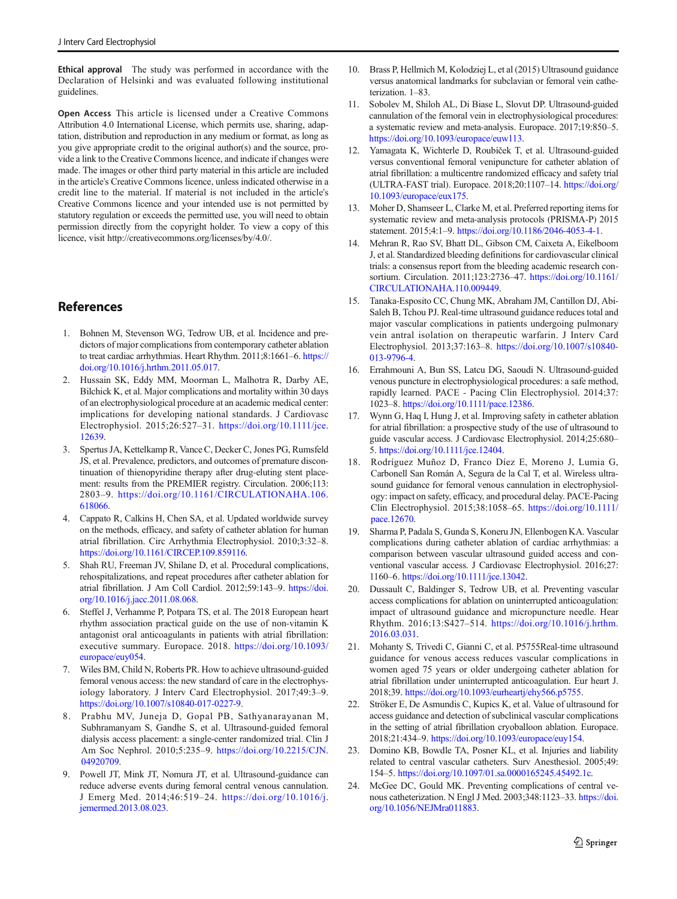**Ethical approval** The study was performed in accordance with the Declaration of Helsinki and was evaluated following institutional guidelines.

**Open Access** This article is licensed under a Creative Commons Attribution 4.0 International License, which permits use, sharing, adaptation, distribution and reproduction in any medium or format, as long as you give appropriate credit to the original author(s) and the source, provide a link to the Creative Commons licence, and indicate if changes were made. The images or other third party material in this article are included in the article's Creative Commons licence, unless indicated otherwise in a credit line to the material. If material is not included in the article's Creative Commons licence and your intended use is not permitted by statutory regulation or exceeds the permitted use, you will need to obtain permission directly from the copyright holder. To view a copy of this licence, visit http://creativecommons.org/licenses/by/4.0/.

## References

1. Bohnen M, Stevenson WG, Tedrow UB, et al. Incidence and predictors of major complications from contemporary catheter ablation to treat cardiac arrhythmias. Heart Rhythm. 2011;8:1661–6. https://doi.org/10.1016/j.hrthm.2011.05.017.
2. Hussain SK, Eddy MM, Moorman L, Malhotra R, Darby AE, Bilchick K, et al. Major complications and mortality within 30 days of an electrophysiological procedure at an academic medical center: implications for developing national standards. J Cardiovasc Electrophysiol. 2015;26:527–31. https://doi.org/10.1111/jce.12639.
3. Spertus JA, Kettelkamp R, Vance C, Decker C, Jones PG, Rumsfeld JS, et al. Prevalence, predictors, and outcomes of premature discontinuation of thienopyridine therapy after drug-eluting stent placement: results from the PREMIER registry. Circulation. 2006;113:2803–9. https://doi.org/10.1161/CIRCULATIONAHA.106.618066.
4. Cappato R, Calkins H, Chen SA, et al. Updated worldwide survey on the methods, efficacy, and safety of catheter ablation for human atrial fibrillation. Circ Arrhythmia Electrophysiol. 2010;3:32–8. https://doi.org/10.1161/CIRCEP.109.859116.
5. Shah RU, Freeman JV, Shilane D, et al. Procedural complications, rehospitalizations, and repeat procedures after catheter ablation for atrial fibrillation. J Am Coll Cardiol. 2012;59:143–9. https://doi.org/10.1016/j.jacc.2011.08.068.
6. Steffel J, Verhamme P, Potpara TS, et al. The 2018 European heart rhythm association practical guide on the use of non-vitamin K antagonist oral anticoagulants in patients with atrial fibrillation: executive summary. Europace. 2018. https://doi.org/10.1093/europace/euy054.
7. Wiles BM, Child N, Roberts PR. How to achieve ultrasound-guided femoral venous access: the new standard of care in the electrophysiology laboratory. J Interv Card Electrophysiol. 2017;49:3–9. https://doi.org/10.1007/s10840-017-0227-9.
8. Prabhu MV, Juneja D, Gopal PB, Sathyanarayanan M, Subhramanyam S, Gandhe S, et al. Ultrasound-guided femoral dialysis access placement: a single-center randomized trial. Clin J Am Soc Nephrol. 2010;5:235–9. https://doi.org/10.2215/CJN.04920709.
9. Powell JT, Mink JT, Nomura JT, et al. Ultrasound-guidance can reduce adverse events during femoral central venous cannulation. J Emerg Med. 2014;46:519–24. https://doi.org/10.1016/j.jemermed.2013.08.023.
10. Brass P, Hellmich M, Kolodziej L, et al (2015) Ultrasound guidance versus anatomical landmarks for subclavian or femoral vein catheterization. 1–83.
11. Sobolev M, Shiloh AL, Di Biase L, Slovut DP. Ultrasound-guided cannulation of the femoral vein in electrophysiological procedures: a systematic review and meta-analysis. Europace. 2017;19:850–5. https://doi.org/10.1093/europace/euw113.
12. Yamagata K, Wichterle D, Roubíček T, et al. Ultrasound-guided versus conventional femoral venipuncture for catheter ablation of atrial fibrillation: a multicentre randomized efficacy and safety trial (ULTRA-FAST trial). Europace. 2018;20:1107–14. https://doi.org/10.1093/europace/eux175.
13. Moher D, Shamseer L, Clarke M, et al. Preferred reporting items for systematic review and meta-analysis protocols (PRISMA-P) 2015 statement. 2015;4:1–9. https://doi.org/10.1186/2046-4053-4-1.
14. Mehran R, Rao SV, Bhatt DL, Gibson CM, Caixeta A, Eikelboom J, et al. Standardized bleeding definitions for cardiovascular clinical trials: a consensus report from the bleeding academic research consortium. Circulation. 2011;123:2736–47. https://doi.org/10.1161/CIRCULATIONAHA.110.009449.
15. Tanaka-Esposito CC, Chung MK, Abraham JM, Cantillon DJ, Abi-Saleh B, Tchou PJ. Real-time ultrasound guidance reduces total and major vascular complications in patients undergoing pulmonary vein antral isolation on therapeutic warfarin. J Interv Card Electrophysiol. 2013;37:163–8. https://doi.org/10.1007/s10840-013-9796-4.
16. Errahmouni A, Bun SS, Latcu DG, Saoudi N. Ultrasound-guided venous puncture in electrophysiological procedures: a safe method, rapidly learned. PACE - Pacing Clin Electrophysiol. 2014;37:1023–8. https://doi.org/10.1111/pace.12386.
17. Wynn G, Haq I, Hung J, et al. Improving safety in catheter ablation for atrial fibrillation: a prospective study of the use of ultrasound to guide vascular access. J Cardiovasc Electrophysiol. 2014;25:680–5. https://doi.org/10.1111/jce.12404.
18. Rodríguez Muñoz D, Franco Díez E, Moreno J, Lumia G, Carbonell San Román A, Segura de la Cal T, et al. Wireless ultrasound guidance for femoral venous cannulation in electrophysiology: impact on safety, efficacy, and procedural delay. PACE-Pacing Clin Electrophysiol. 2015;38:1058–65. https://doi.org/10.1111/pace.12670.
19. Sharma P, Padala S, Gunda S, Koneru JN, Ellenbogen KA. Vascular complications during catheter ablation of cardiac arrhythmias: a comparison between vascular ultrasound guided access and conventional vascular access. J Cardiovasc Electrophysiol. 2016;27:1160–6. https://doi.org/10.1111/jce.13042.
20. Dussault C, Baldinger S, Tedrow UB, et al. Preventing vascular access complications for ablation on uninterrupted anticoagulation: impact of ultrasound guidance and micropuncture needle. Hear Rhythm. 2016;13:S427–514. https://doi.org/10.1016/j.hrthm.2016.03.031.
21. Mohanty S, Trivedi C, Gianni C, et al. P5755Real-time ultrasound guidance for venous access reduces vascular complications in women aged 75 years or older undergoing catheter ablation for atrial fibrillation under uninterrupted anticoagulation. Eur heart J. 2018;39. https://doi.org/10.1093/eurheartj/ehy566.p5755.
22. Ströker E, De Asmundis C, Kupics K, et al. Value of ultrasound for access guidance and detection of subclinical vascular complications in the setting of atrial fibrillation cryoballoon ablation. Europace. 2018;21:434–9. https://doi.org/10.1093/europace/euy154.
23. Domino KB, Bowdle TA, Posner KL, et al. Injuries and liability related to central vascular catheters. Surv Anesthesiol. 2005;49:154–5. https://doi.org/10.1097/01.sa.0000165245.45492.1c.
24. McGee DC, Gould MK. Preventing complications of central venous catheterization. N Engl J Med. 2003;348:1123–33. https://doi.org/10.1056/NEJMra011883.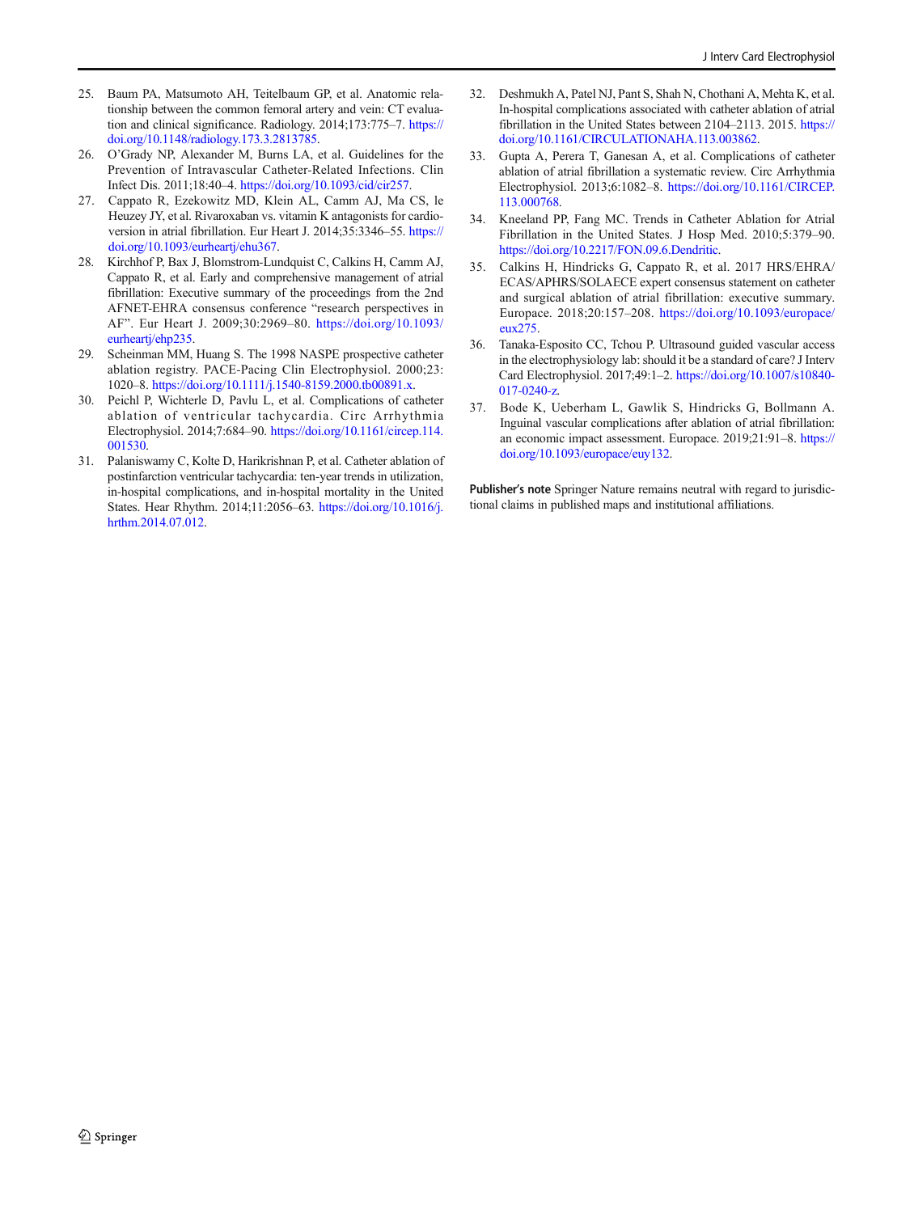25. Baum PA, Matsumoto AH, Teitelbaum GP, et al. Anatomic relationship between the common femoral artery and vein: CT evaluation and clinical significance. Radiology. 2014;173:775–7. https://doi.org/10.1148/radiology.173.3.2813785.
26. O'Grady NP, Alexander M, Burns LA, et al. Guidelines for the Prevention of Intravascular Catheter-Related Infections. Clin Infect Dis. 2011;18:40–4. https://doi.org/10.1093/cid/cir257.
27. Cappato R, Ezekowitz MD, Klein AL, Camm AJ, Ma CS, le Heuzey JY, et al. Rivaroxaban vs. vitamin K antagonists for cardioversion in atrial fibrillation. Eur Heart J. 2014;35:3346–55. https://doi.org/10.1093/eurheartj/ehu367.
28. Kirchhof P, Bax J, Blomstrom-Lundquist C, Calkins H, Camm AJ, Cappato R, et al. Early and comprehensive management of atrial fibrillation: Executive summary of the proceedings from the 2nd AFNET-EHRA consensus conference "research perspectives in AF". Eur Heart J. 2009;30:2969–80. https://doi.org/10.1093/eurheartj/ehp235.
29. Scheinman MM, Huang S. The 1998 NASPE prospective catheter ablation registry. PACE-Pacing Clin Electrophysiol. 2000;23:1020–8. https://doi.org/10.1111/j.1540-8159.2000.tb00891.x.
30. Peichl P, Wichterle D, Pavlu L, et al. Complications of catheter ablation of ventricular tachycardia. Circ Arrhythmia Electrophysiol. 2014;7:684–90. https://doi.org/10.1161/circep.114.001530.
31. Palaniswamy C, Kolte D, Harikrishnan P, et al. Catheter ablation of postinfarction ventricular tachycardia: ten-year trends in utilization, in-hospital complications, and in-hospital mortality in the United States. Hear Rhythm. 2014;11:2056–63. https://doi.org/10.1016/j.hrthm.2014.07.012.
32. Deshmukh A, Patel NJ, Pant S, Shah N, Chothani A, Mehta K, et al. In-hospital complications associated with catheter ablation of atrial fibrillation in the United States between 2104–2113. 2015. https://doi.org/10.1161/CIRCULATIONAHA.113.003862.
33. Gupta A, Perera T, Ganesan A, et al. Complications of catheter ablation of atrial fibrillation a systematic review. Circ Arrhythmia Electrophysiol. 2013;6:1082–8. https://doi.org/10.1161/CIRCEP.113.000768.
34. Kneeland PP, Fang MC. Trends in Catheter Ablation for Atrial Fibrillation in the United States. J Hosp Med. 2010;5:379–90. https://doi.org/10.2217/FON.09.6.Dendritic.
35. Calkins H, Hindricks G, Cappato R, et al. 2017 HRS/EHRA/ECAS/APHRS/SOLAECE expert consensus statement on catheter and surgical ablation of atrial fibrillation: executive summary. Europace. 2018;20:157–208. https://doi.org/10.1093/europace/eux275.
36. Tanaka-Esposito CC, Tchou P. Ultrasound guided vascular access in the electrophysiology lab: should it be a standard of care? J Interv Card Electrophysiol. 2017;49:1–2. https://doi.org/10.1007/s10840-017-0240-z.
37. Bode K, Ueberham L, Gawlik S, Hindricks G, Bollmann A. Inguinal vascular complications after ablation of atrial fibrillation: an economic impact assessment. Europace. 2019;21:91–8. https://doi.org/10.1093/europace/euy132.

**Publisher's note** Springer Nature remains neutral with regard to jurisdictional claims in published maps and institutional affiliations.